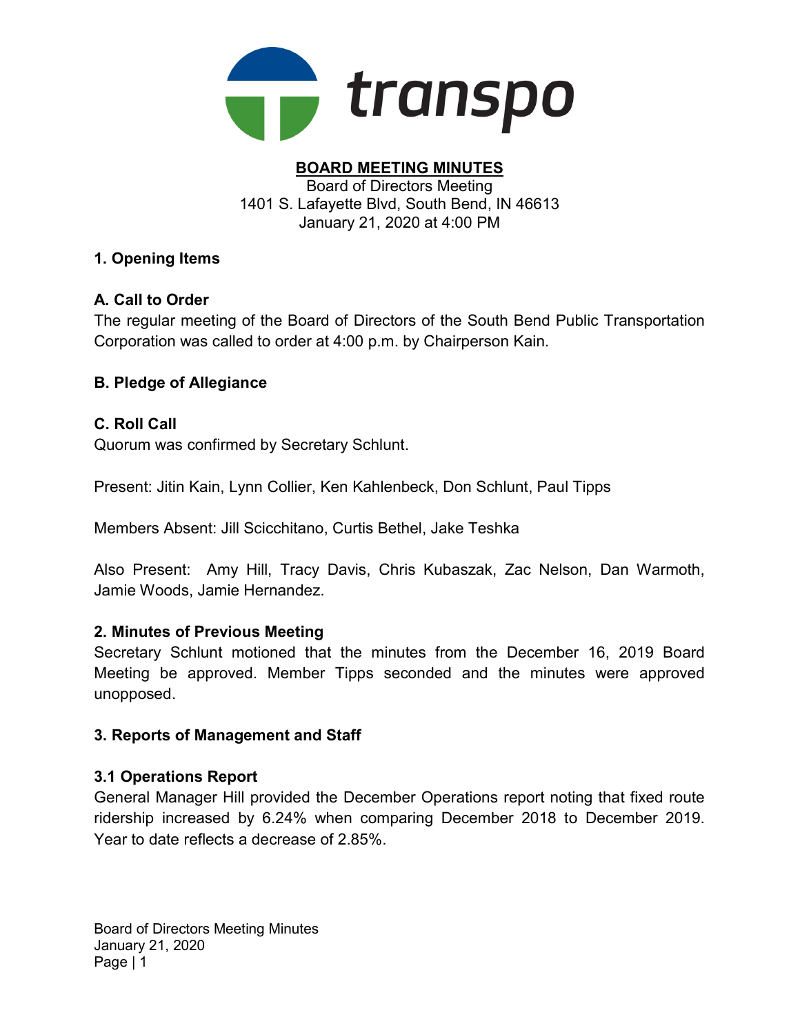transpo

**BOARD MEETING MINUTES**

Board of Directors Meeting
1401 S. Lafayette Blvd, South Bend, IN 46613
January 21, 2020 at 4:00 PM

## 1. Opening Items

### A. Call to Order

The regular meeting of the Board of Directors of the South Bend Public Transportation Corporation was called to order at 4:00 p.m. by Chairperson Kain.

### B. Pledge of Allegiance

### C. Roll Call

Quorum was confirmed by Secretary Schlunt.

Present: Jitin Kain, Lynn Collier, Ken Kahlenbeck, Don Schlunt, Paul Tipps

Members Absent: Jill Scicchitano, Curtis Bethel, Jake Teshka

Also Present: Amy Hill, Tracy Davis, Chris Kubaszak, Zac Nelson, Dan Warmoth, Jamie Woods, Jamie Hernandez.

## 2. Minutes of Previous Meeting

Secretary Schlunt motioned that the minutes from the December 16, 2019 Board Meeting be approved. Member Tipps seconded and the minutes were approved unopposed.

## 3. Reports of Management and Staff

### 3.1 Operations Report

General Manager Hill provided the December Operations report noting that fixed route ridership increased by 6.24% when comparing December 2018 to December 2019. Year to date reflects a decrease of 2.85%.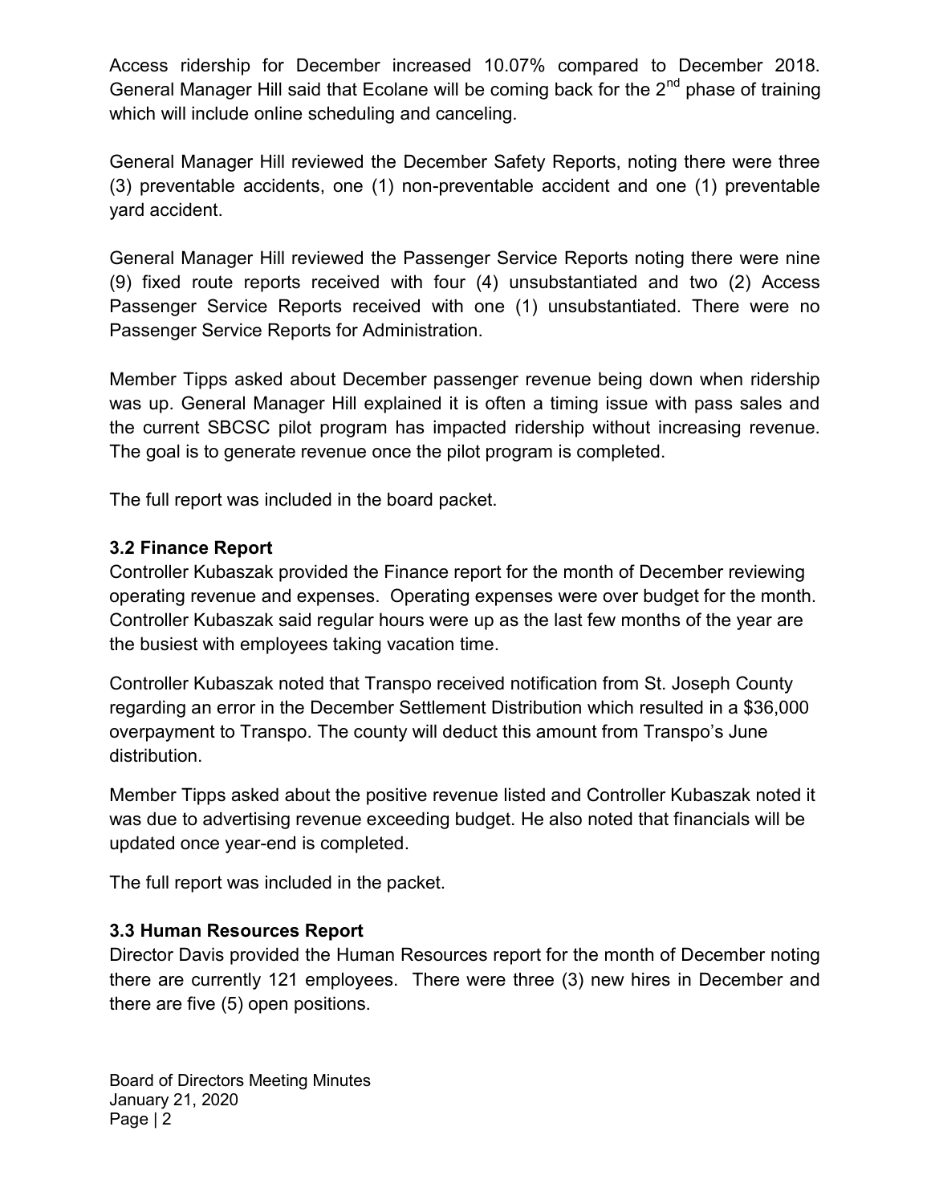Access ridership for December increased 10.07% compared to December 2018. General Manager Hill said that Ecolane will be coming back for the 2nd phase of training which will include online scheduling and canceling.

General Manager Hill reviewed the December Safety Reports, noting there were three (3) preventable accidents, one (1) non-preventable accident and one (1) preventable yard accident.

General Manager Hill reviewed the Passenger Service Reports noting there were nine (9) fixed route reports received with four (4) unsubstantiated and two (2) Access Passenger Service Reports received with one (1) unsubstantiated. There were no Passenger Service Reports for Administration.

Member Tipps asked about December passenger revenue being down when ridership was up. General Manager Hill explained it is often a timing issue with pass sales and the current SBCSC pilot program has impacted ridership without increasing revenue. The goal is to generate revenue once the pilot program is completed.

The full report was included in the board packet.

### 3.2 Finance Report

Controller Kubaszak provided the Finance report for the month of December reviewing operating revenue and expenses. Operating expenses were over budget for the month. Controller Kubaszak said regular hours were up as the last few months of the year are the busiest with employees taking vacation time.

Controller Kubaszak noted that Transpo received notification from St. Joseph County regarding an error in the December Settlement Distribution which resulted in a $36,000 overpayment to Transpo. The county will deduct this amount from Transpo's June distribution.

Member Tipps asked about the positive revenue listed and Controller Kubaszak noted it was due to advertising revenue exceeding budget. He also noted that financials will be updated once year-end is completed.

The full report was included in the packet.

### 3.3 Human Resources Report

Director Davis provided the Human Resources report for the month of December noting there are currently 121 employees. There were three (3) new hires in December and there are five (5) open positions.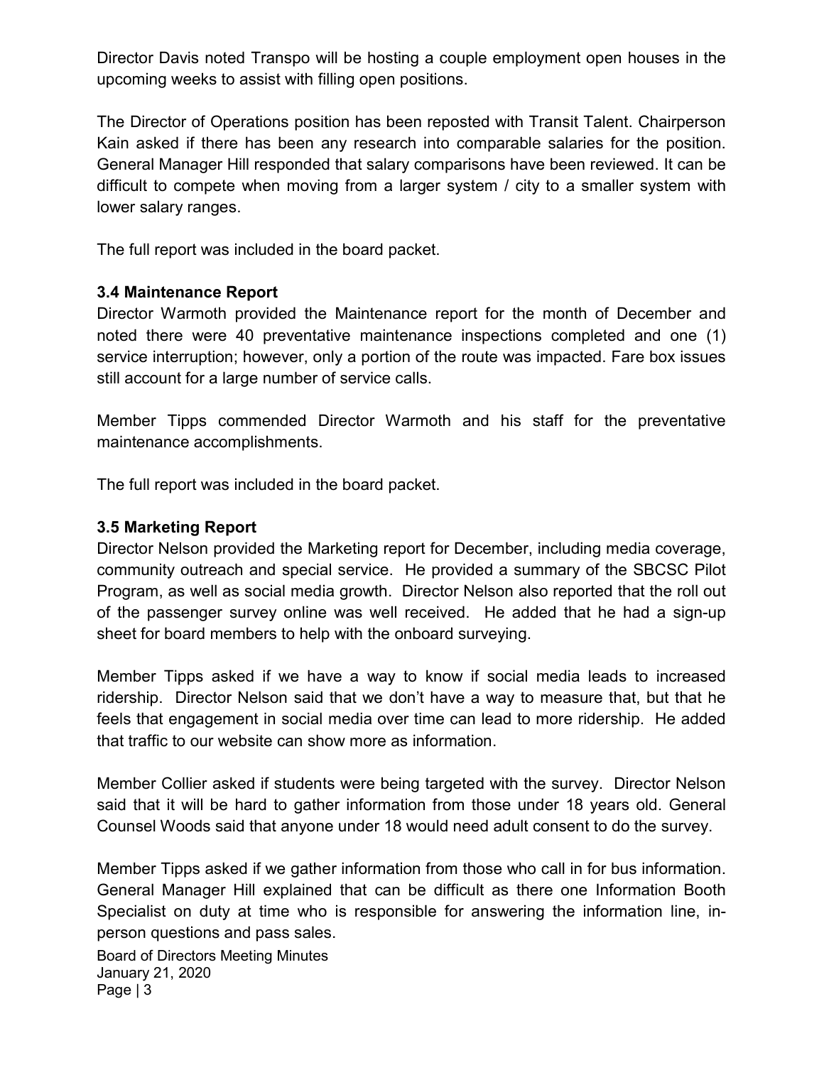Director Davis noted Transpo will be hosting a couple employment open houses in the upcoming weeks to assist with filling open positions.

The Director of Operations position has been reposted with Transit Talent. Chairperson Kain asked if there has been any research into comparable salaries for the position. General Manager Hill responded that salary comparisons have been reviewed. It can be difficult to compete when moving from a larger system / city to a smaller system with lower salary ranges.

The full report was included in the board packet.

**3.4 Maintenance Report**

Director Warmoth provided the Maintenance report for the month of December and noted there were 40 preventative maintenance inspections completed and one (1) service interruption; however, only a portion of the route was impacted. Fare box issues still account for a large number of service calls.

Member Tipps commended Director Warmoth and his staff for the preventative maintenance accomplishments.

The full report was included in the board packet.

**3.5 Marketing Report**

Director Nelson provided the Marketing report for December, including media coverage, community outreach and special service. He provided a summary of the SBCSC Pilot Program, as well as social media growth. Director Nelson also reported that the roll out of the passenger survey online was well received. He added that he had a sign-up sheet for board members to help with the onboard surveying.

Member Tipps asked if we have a way to know if social media leads to increased ridership. Director Nelson said that we don't have a way to measure that, but that he feels that engagement in social media over time can lead to more ridership. He added that traffic to our website can show more as information.

Member Collier asked if students were being targeted with the survey. Director Nelson said that it will be hard to gather information from those under 18 years old. General Counsel Woods said that anyone under 18 would need adult consent to do the survey.

Member Tipps asked if we gather information from those who call in for bus information. General Manager Hill explained that can be difficult as there one Information Booth Specialist on duty at time who is responsible for answering the information line, in-person questions and pass sales.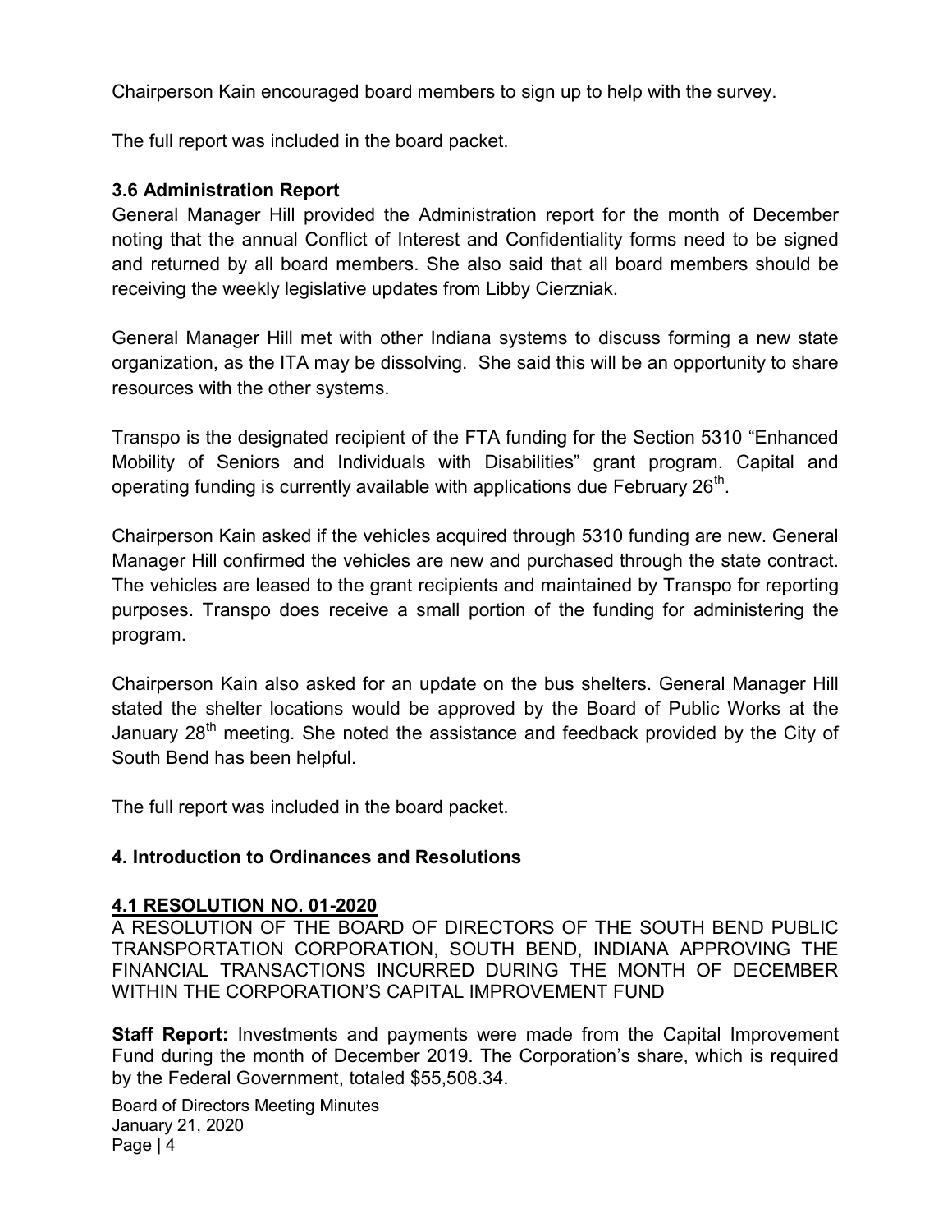Chairperson Kain encouraged board members to sign up to help with the survey.

The full report was included in the board packet.

### 3.6 Administration Report

General Manager Hill provided the Administration report for the month of December noting that the annual Conflict of Interest and Confidentiality forms need to be signed and returned by all board members. She also said that all board members should be receiving the weekly legislative updates from Libby Cierzniak.

General Manager Hill met with other Indiana systems to discuss forming a new state organization, as the ITA may be dissolving. She said this will be an opportunity to share resources with the other systems.

Transpo is the designated recipient of the FTA funding for the Section 5310 "Enhanced Mobility of Seniors and Individuals with Disabilities" grant program. Capital and operating funding is currently available with applications due February 26th.

Chairperson Kain asked if the vehicles acquired through 5310 funding are new. General Manager Hill confirmed the vehicles are new and purchased through the state contract. The vehicles are leased to the grant recipients and maintained by Transpo for reporting purposes. Transpo does receive a small portion of the funding for administering the program.

Chairperson Kain also asked for an update on the bus shelters. General Manager Hill stated the shelter locations would be approved by the Board of Public Works at the January 28th meeting. She noted the assistance and feedback provided by the City of South Bend has been helpful.

The full report was included in the board packet.

### 4. Introduction to Ordinances and Resolutions

**4.1 RESOLUTION NO. 01-2020**

A RESOLUTION OF THE BOARD OF DIRECTORS OF THE SOUTH BEND PUBLIC TRANSPORTATION CORPORATION, SOUTH BEND, INDIANA APPROVING THE FINANCIAL TRANSACTIONS INCURRED DURING THE MONTH OF DECEMBER WITHIN THE CORPORATION'S CAPITAL IMPROVEMENT FUND

**Staff Report:** Investments and payments were made from the Capital Improvement Fund during the month of December 2019. The Corporation's share, which is required by the Federal Government, totaled $55,508.34.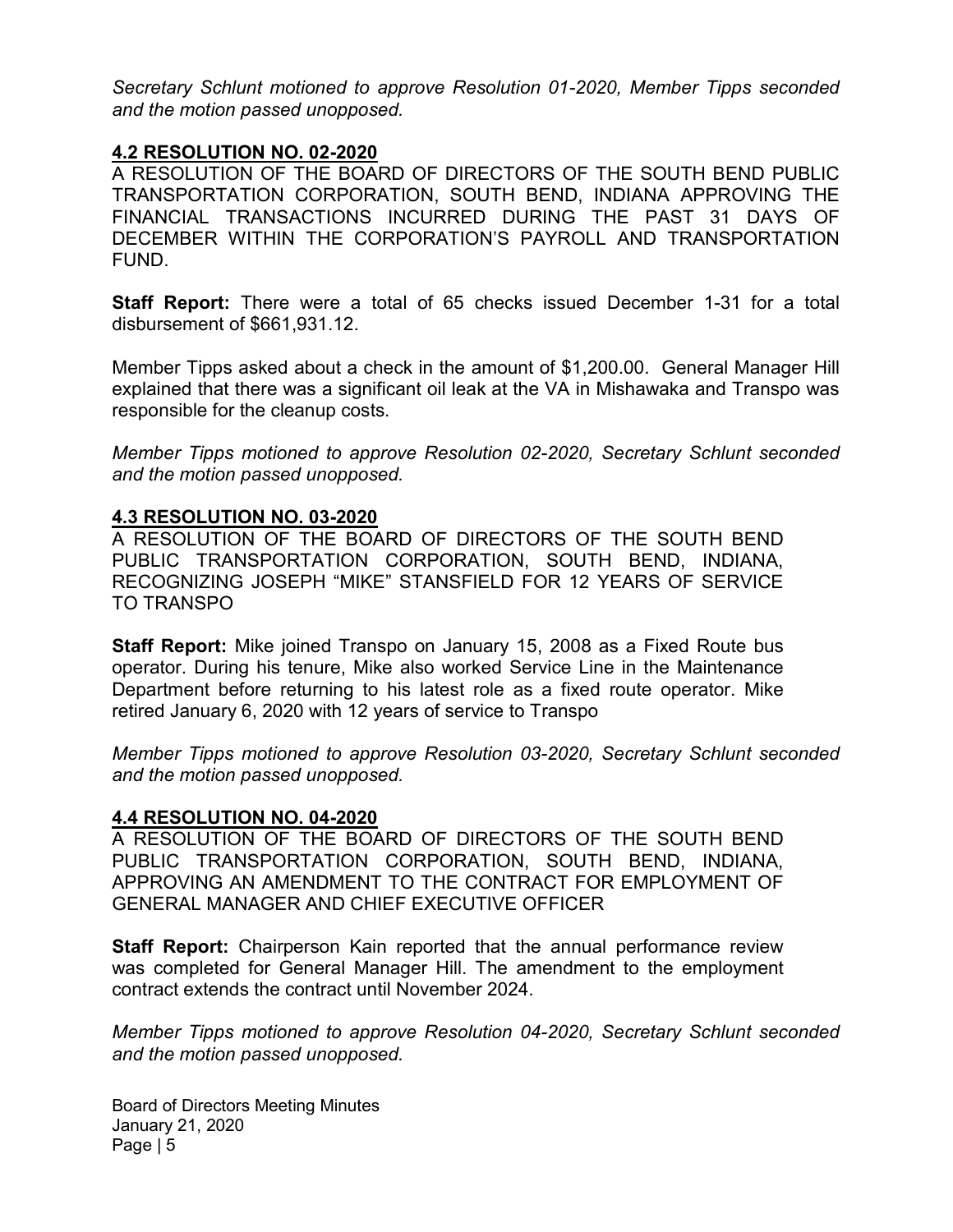*Secretary Schlunt motioned to approve Resolution 01-2020, Member Tipps seconded and the motion passed unopposed.*

## 4.2 RESOLUTION NO. 02-2020

A RESOLUTION OF THE BOARD OF DIRECTORS OF THE SOUTH BEND PUBLIC TRANSPORTATION CORPORATION, SOUTH BEND, INDIANA APPROVING THE FINANCIAL TRANSACTIONS INCURRED DURING THE PAST 31 DAYS OF DECEMBER WITHIN THE CORPORATION'S PAYROLL AND TRANSPORTATION FUND.

**Staff Report:** There were a total of 65 checks issued December 1-31 for a total disbursement of $661,931.12.

Member Tipps asked about a check in the amount of $1,200.00. General Manager Hill explained that there was a significant oil leak at the VA in Mishawaka and Transpo was responsible for the cleanup costs.

*Member Tipps motioned to approve Resolution 02-2020, Secretary Schlunt seconded and the motion passed unopposed.*

## 4.3 RESOLUTION NO. 03-2020

A RESOLUTION OF THE BOARD OF DIRECTORS OF THE SOUTH BEND PUBLIC TRANSPORTATION CORPORATION, SOUTH BEND, INDIANA, RECOGNIZING JOSEPH "MIKE" STANSFIELD FOR 12 YEARS OF SERVICE TO TRANSPO

**Staff Report:** Mike joined Transpo on January 15, 2008 as a Fixed Route bus operator. During his tenure, Mike also worked Service Line in the Maintenance Department before returning to his latest role as a fixed route operator. Mike retired January 6, 2020 with 12 years of service to Transpo

*Member Tipps motioned to approve Resolution 03-2020, Secretary Schlunt seconded and the motion passed unopposed.*

## 4.4 RESOLUTION NO. 04-2020

A RESOLUTION OF THE BOARD OF DIRECTORS OF THE SOUTH BEND PUBLIC TRANSPORTATION CORPORATION, SOUTH BEND, INDIANA, APPROVING AN AMENDMENT TO THE CONTRACT FOR EMPLOYMENT OF GENERAL MANAGER AND CHIEF EXECUTIVE OFFICER

**Staff Report:** Chairperson Kain reported that the annual performance review was completed for General Manager Hill. The amendment to the employment contract extends the contract until November 2024.

*Member Tipps motioned to approve Resolution 04-2020, Secretary Schlunt seconded and the motion passed unopposed.*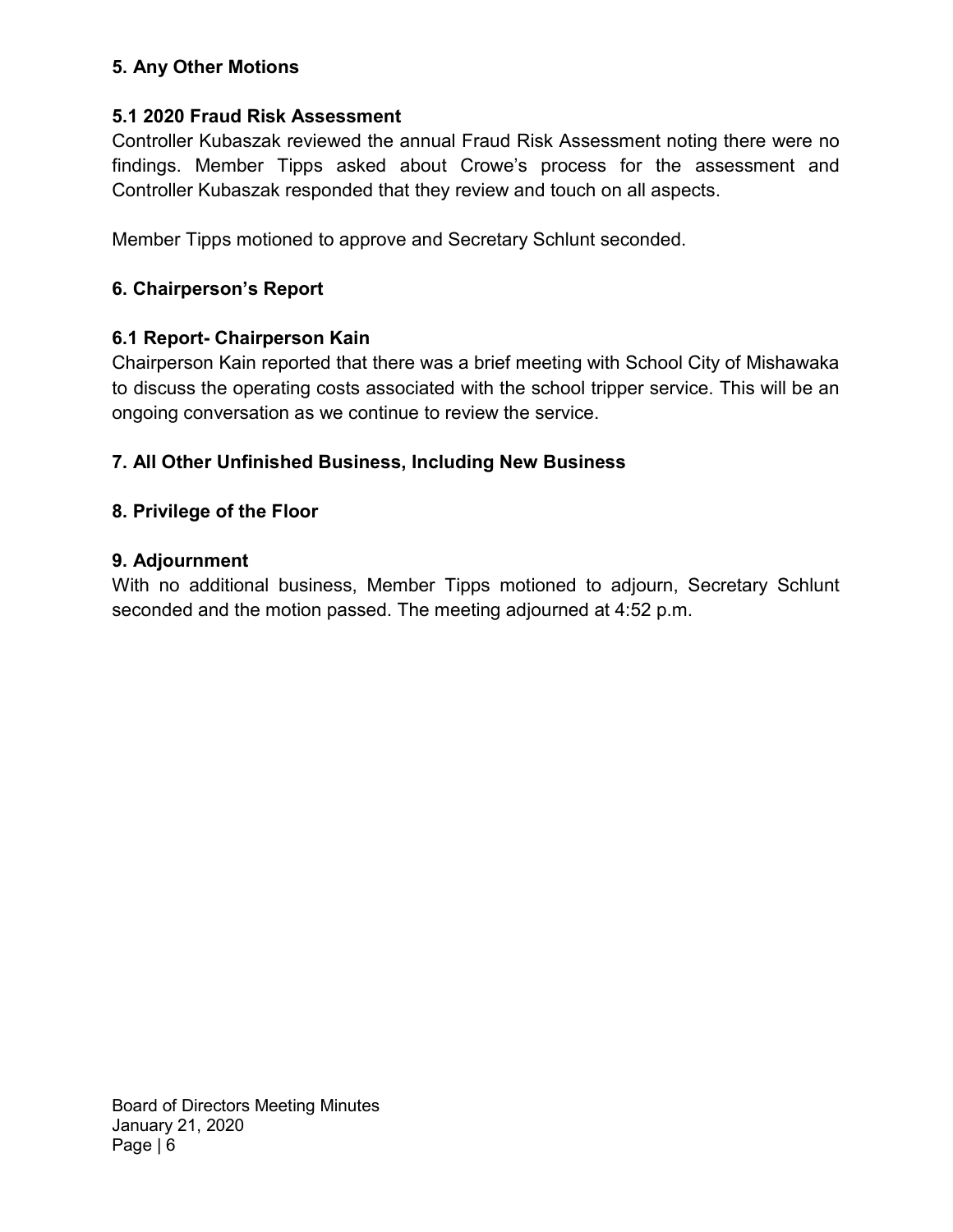## 5. Any Other Motions

### 5.1 2020 Fraud Risk Assessment

Controller Kubaszak reviewed the annual Fraud Risk Assessment noting there were no findings. Member Tipps asked about Crowe's process for the assessment and Controller Kubaszak responded that they review and touch on all aspects.

Member Tipps motioned to approve and Secretary Schlunt seconded.

## 6. Chairperson's Report

### 6.1 Report- Chairperson Kain

Chairperson Kain reported that there was a brief meeting with School City of Mishawaka to discuss the operating costs associated with the school tripper service. This will be an ongoing conversation as we continue to review the service.

## 7. All Other Unfinished Business, Including New Business

## 8. Privilege of the Floor

## 9. Adjournment

With no additional business, Member Tipps motioned to adjourn, Secretary Schlunt seconded and the motion passed. The meeting adjourned at 4:52 p.m.